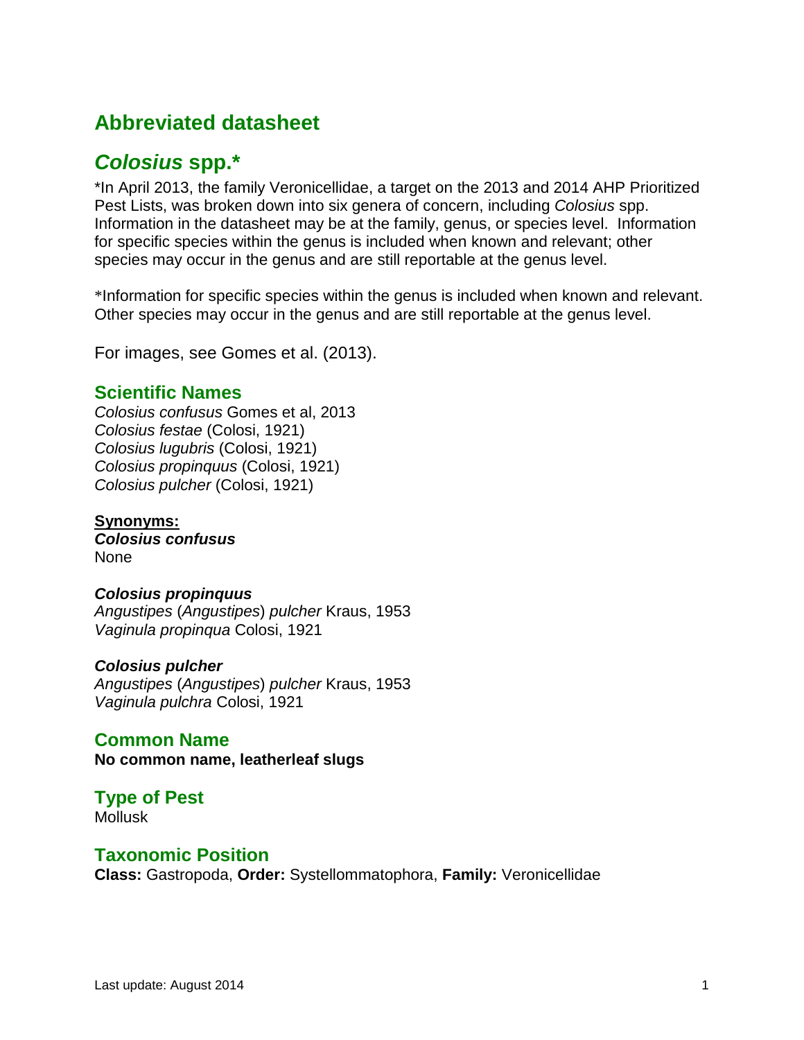# Abbreviated datasheet

# *Colosius* spp.*

*In April 2013, the family Veronicellidae, a target on the 2013 and 2014 AHP Prioritized Pest Lists, was broken down into six genera of concern, including *Colosius* spp. Information in the datasheet may be at the family, genus, or species level. Information for specific species within the genus is included when known and relevant; other species may occur in the genus and are still reportable at the genus level.

*Information for specific species within the genus is included when known and relevant. Other species may occur in the genus and are still reportable at the genus level.

For images, see Gomes et al. (2013).

## Scientific Names

*Colosius confusus* Gomes et al, 2013
*Colosius festae* (Colosi, 1921)
*Colosius lugubris* (Colosi, 1921)
*Colosius propinquus* (Colosi, 1921)
*Colosius pulcher* (Colosi, 1921)

**Synonyms:**

***Colosius confusus***
None

***Colosius propinquus***
*Angustipes* (*Angustipes*) *pulcher* Kraus, 1953
*Vaginula propinqua* Colosi, 1921

***Colosius pulcher***
*Angustipes* (*Angustipes*) *pulcher* Kraus, 1953
*Vaginula pulchra* Colosi, 1921

## Common Name

**No common name, leatherleaf slugs**

## Type of Pest

Mollusk

## Taxonomic Position

**Class:** Gastropoda, **Order:** Systellommatophora, **Family:** Veronicellidae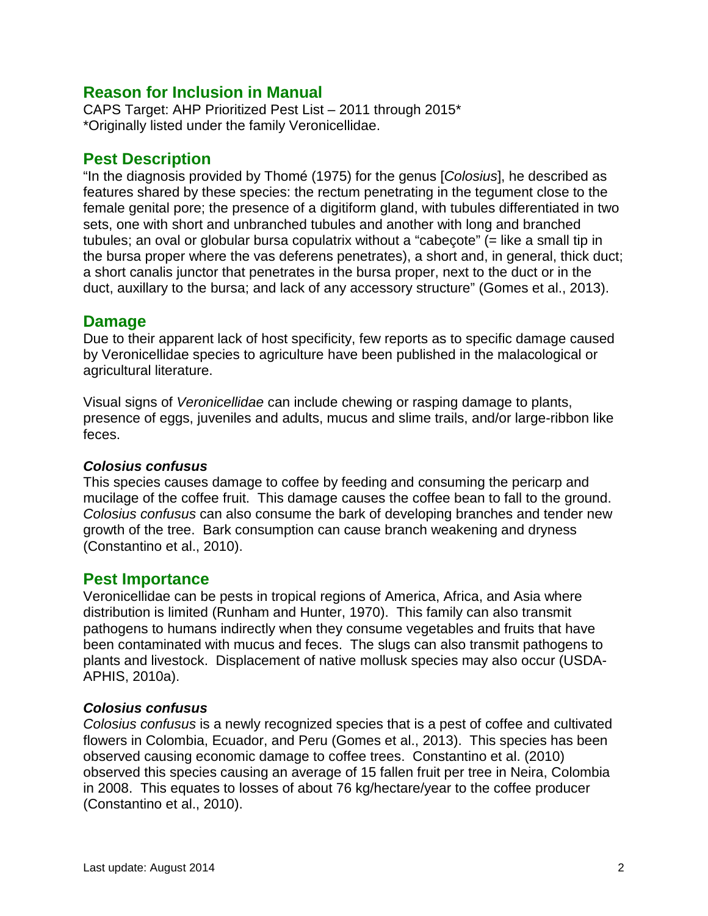## Reason for Inclusion in Manual

CAPS Target: AHP Prioritized Pest List – 2011 through 2015*
*Originally listed under the family Veronicellidae.

## Pest Description

"In the diagnosis provided by Thomé (1975) for the genus [*Colosius*], he described as features shared by these species: the rectum penetrating in the tegument close to the female genital pore; the presence of a digitiform gland, with tubules differentiated in two sets, one with short and unbranched tubules and another with long and branched tubules; an oval or globular bursa copulatrix without a "cabeçote" (= like a small tip in the bursa proper where the vas deferens penetrates), a short and, in general, thick duct; a short canalis junctor that penetrates in the bursa proper, next to the duct or in the duct, auxillary to the bursa; and lack of any accessory structure" (Gomes et al., 2013).

## Damage

Due to their apparent lack of host specificity, few reports as to specific damage caused by Veronicellidae species to agriculture have been published in the malacological or agricultural literature.

Visual signs of *Veronicellidae* can include chewing or rasping damage to plants, presence of eggs, juveniles and adults, mucus and slime trails, and/or large-ribbon like feces.

### *Colosius confusus*

This species causes damage to coffee by feeding and consuming the pericarp and mucilage of the coffee fruit. This damage causes the coffee bean to fall to the ground. *Colosius confusus* can also consume the bark of developing branches and tender new growth of the tree. Bark consumption can cause branch weakening and dryness (Constantino et al., 2010).

## Pest Importance

Veronicellidae can be pests in tropical regions of America, Africa, and Asia where distribution is limited (Runham and Hunter, 1970). This family can also transmit pathogens to humans indirectly when they consume vegetables and fruits that have been contaminated with mucus and feces. The slugs can also transmit pathogens to plants and livestock. Displacement of native mollusk species may also occur (USDA-APHIS, 2010a).

### *Colosius confusus*

*Colosius confusus* is a newly recognized species that is a pest of coffee and cultivated flowers in Colombia, Ecuador, and Peru (Gomes et al., 2013). This species has been observed causing economic damage to coffee trees. Constantino et al. (2010) observed this species causing an average of 15 fallen fruit per tree in Neira, Colombia in 2008. This equates to losses of about 76 kg/hectare/year to the coffee producer (Constantino et al., 2010).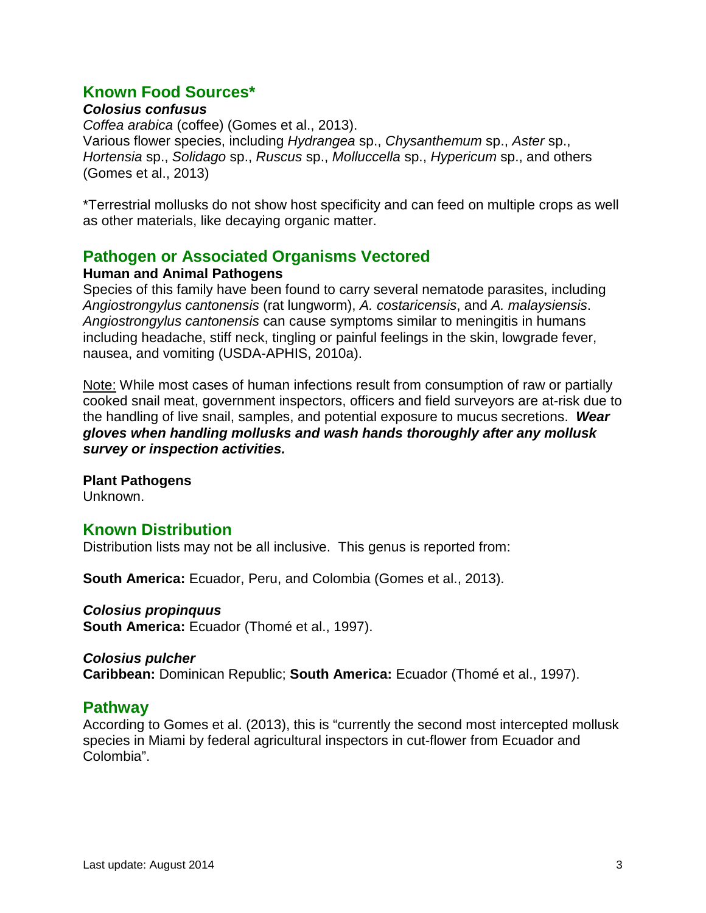## Known Food Sources*

***Colosius confusus***

*Coffea arabica* (coffee) (Gomes et al., 2013).
Various flower species, including *Hydrangea* sp., *Chysanthemum* sp., *Aster* sp., *Hortensia* sp., *Solidago* sp., *Ruscus* sp., *Molluccella* sp., *Hypericum* sp., and others (Gomes et al., 2013)

*Terrestrial mollusks do not show host specificity and can feed on multiple crops as well as other materials, like decaying organic matter.

## Pathogen or Associated Organisms Vectored

**Human and Animal Pathogens**

Species of this family have been found to carry several nematode parasites, including *Angiostrongylus cantonensis* (rat lungworm), *A. costaricensis*, and *A. malaysiensis*. *Angiostrongylus cantonensis* can cause symptoms similar to meningitis in humans including headache, stiff neck, tingling or painful feelings in the skin, lowgrade fever, nausea, and vomiting (USDA-APHIS, 2010a).

Note: While most cases of human infections result from consumption of raw or partially cooked snail meat, government inspectors, officers and field surveyors are at-risk due to the handling of live snail, samples, and potential exposure to mucus secretions. ***Wear gloves when handling mollusks and wash hands thoroughly after any mollusk survey or inspection activities.***

**Plant Pathogens**

Unknown.

## Known Distribution

Distribution lists may not be all inclusive. This genus is reported from:

**South America:** Ecuador, Peru, and Colombia (Gomes et al., 2013).

***Colosius propinquus***

**South America:** Ecuador (Thomé et al., 1997).

***Colosius pulcher***

**Caribbean:** Dominican Republic; **South America:** Ecuador (Thomé et al., 1997).

## Pathway

According to Gomes et al. (2013), this is "currently the second most intercepted mollusk species in Miami by federal agricultural inspectors in cut-flower from Ecuador and Colombia".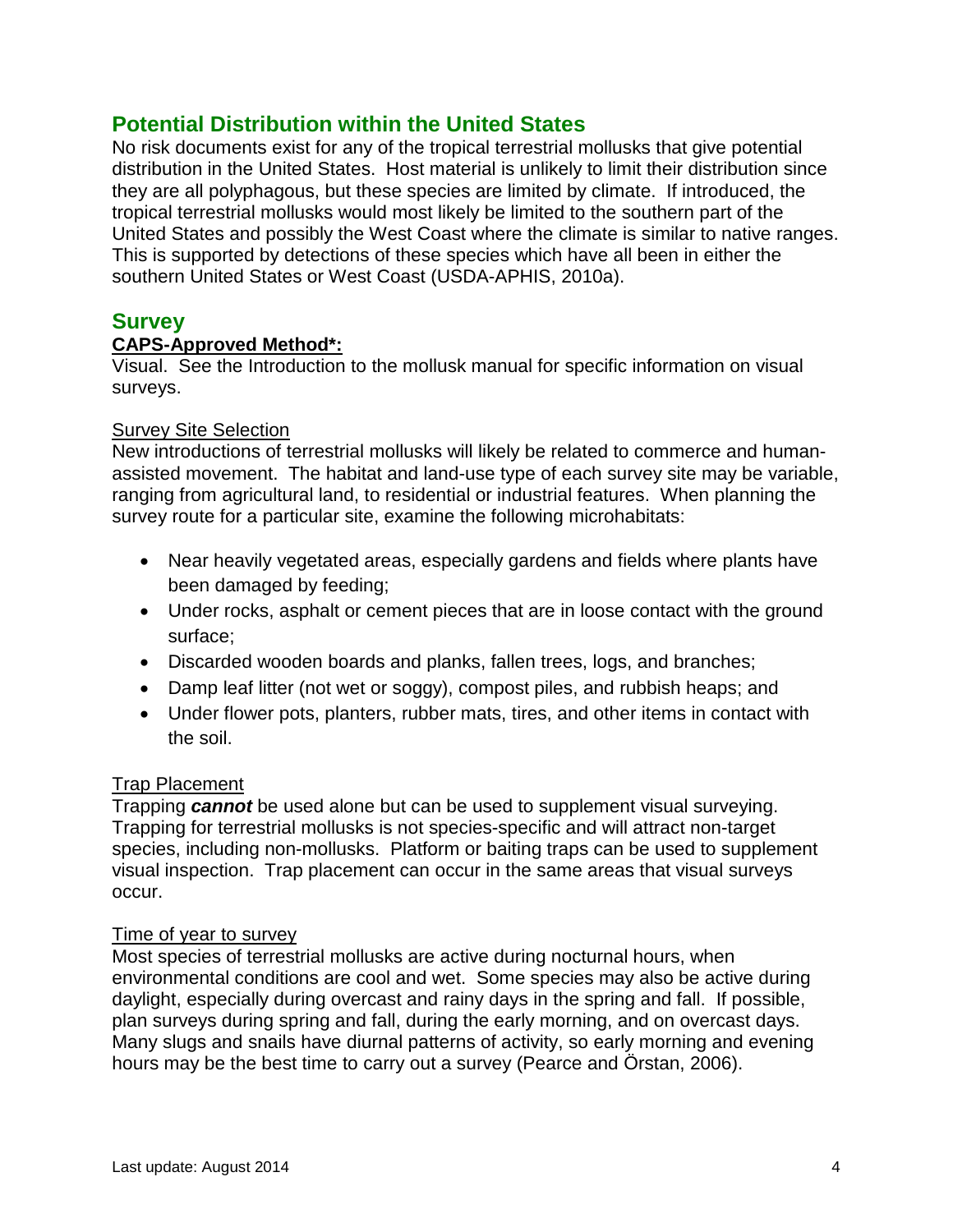## Potential Distribution within the United States

No risk documents exist for any of the tropical terrestrial mollusks that give potential distribution in the United States. Host material is unlikely to limit their distribution since they are all polyphagous, but these species are limited by climate. If introduced, the tropical terrestrial mollusks would most likely be limited to the southern part of the United States and possibly the West Coast where the climate is similar to native ranges. This is supported by detections of these species which have all been in either the southern United States or West Coast (USDA-APHIS, 2010a).

## Survey

### CAPS-Approved Method*:

Visual. See the Introduction to the mollusk manual for specific information on visual surveys.

#### Survey Site Selection

New introductions of terrestrial mollusks will likely be related to commerce and human-assisted movement. The habitat and land-use type of each survey site may be variable, ranging from agricultural land, to residential or industrial features. When planning the survey route for a particular site, examine the following microhabitats:

- Near heavily vegetated areas, especially gardens and fields where plants have been damaged by feeding;
- Under rocks, asphalt or cement pieces that are in loose contact with the ground surface;
- Discarded wooden boards and planks, fallen trees, logs, and branches;
- Damp leaf litter (not wet or soggy), compost piles, and rubbish heaps; and
- Under flower pots, planters, rubber mats, tires, and other items in contact with the soil.

#### Trap Placement

Trapping ***cannot*** be used alone but can be used to supplement visual surveying. Trapping for terrestrial mollusks is not species-specific and will attract non-target species, including non-mollusks. Platform or baiting traps can be used to supplement visual inspection. Trap placement can occur in the same areas that visual surveys occur.

#### Time of year to survey

Most species of terrestrial mollusks are active during nocturnal hours, when environmental conditions are cool and wet. Some species may also be active during daylight, especially during overcast and rainy days in the spring and fall. If possible, plan surveys during spring and fall, during the early morning, and on overcast days. Many slugs and snails have diurnal patterns of activity, so early morning and evening hours may be the best time to carry out a survey (Pearce and Örstan, 2006).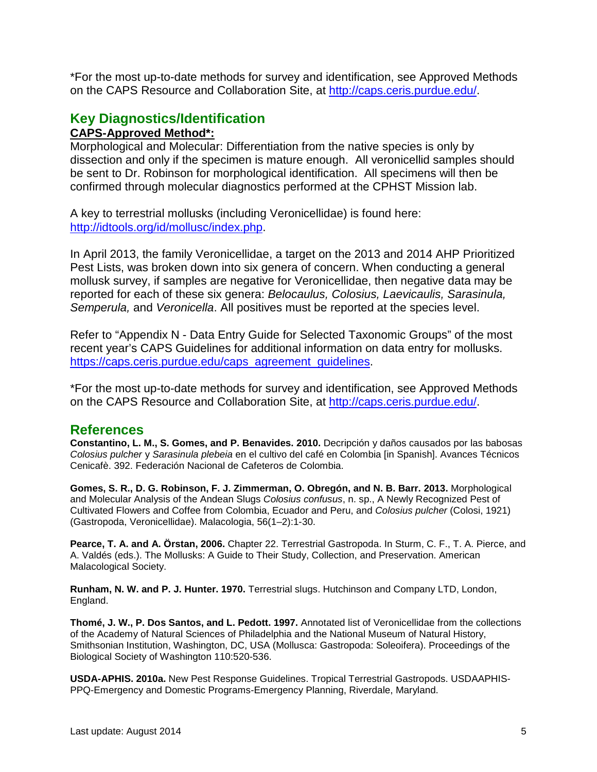*For the most up-to-date methods for survey and identification, see Approved Methods on the CAPS Resource and Collaboration Site, at http://caps.ceris.purdue.edu/.

## Key Diagnostics/Identification

**CAPS-Approved Method*:**

Morphological and Molecular: Differentiation from the native species is only by dissection and only if the specimen is mature enough. All veronicellid samples should be sent to Dr. Robinson for morphological identification. All specimens will then be confirmed through molecular diagnostics performed at the CPHST Mission lab.

A key to terrestrial mollusks (including Veronicellidae) is found here: http://idtools.org/id/mollusc/index.php.

In April 2013, the family Veronicellidae, a target on the 2013 and 2014 AHP Prioritized Pest Lists, was broken down into six genera of concern. When conducting a general mollusk survey, if samples are negative for Veronicellidae, then negative data may be reported for each of these six genera: *Belocaulus, Colosius, Laevicaulis, Sarasinula, Semperula,* and *Veronicella*. All positives must be reported at the species level.

Refer to "Appendix N - Data Entry Guide for Selected Taxonomic Groups" of the most recent year's CAPS Guidelines for additional information on data entry for mollusks. https://caps.ceris.purdue.edu/caps_agreement_guidelines.

*For the most up-to-date methods for survey and identification, see Approved Methods on the CAPS Resource and Collaboration Site, at http://caps.ceris.purdue.edu/.

## References

**Constantino, L. M., S. Gomes, and P. Benavides. 2010.** Decripción y daños causados por las babosas *Colosius pulcher* y *Sarasinula plebeia* en el cultivo del café en Colombia [in Spanish]. Avances Técnicos Cenicafè. 392. Federación Nacional de Cafeteros de Colombia.

**Gomes, S. R., D. G. Robinson, F. J. Zimmerman, O. Obregón, and N. B. Barr. 2013.** Morphological and Molecular Analysis of the Andean Slugs *Colosius confusus*, n. sp., A Newly Recognized Pest of Cultivated Flowers and Coffee from Colombia, Ecuador and Peru, and *Colosius pulcher* (Colosi, 1921) (Gastropoda, Veronicellidae). Malacologia, 56(1–2):1-30.

**Pearce, T. A. and A. Örstan, 2006.** Chapter 22. Terrestrial Gastropoda. In Sturm, C. F., T. A. Pierce, and A. Valdés (eds.). The Mollusks: A Guide to Their Study, Collection, and Preservation. American Malacological Society.

**Runham, N. W. and P. J. Hunter. 1970.** Terrestrial slugs. Hutchinson and Company LTD, London, England.

**Thomé, J. W., P. Dos Santos, and L. Pedott. 1997.** Annotated list of Veronicellidae from the collections of the Academy of Natural Sciences of Philadelphia and the National Museum of Natural History, Smithsonian Institution, Washington, DC, USA (Mollusca: Gastropoda: Soleoifera). Proceedings of the Biological Society of Washington 110:520-536.

**USDA-APHIS. 2010a.** New Pest Response Guidelines. Tropical Terrestrial Gastropods. USDAAPHIS-PPQ-Emergency and Domestic Programs-Emergency Planning, Riverdale, Maryland.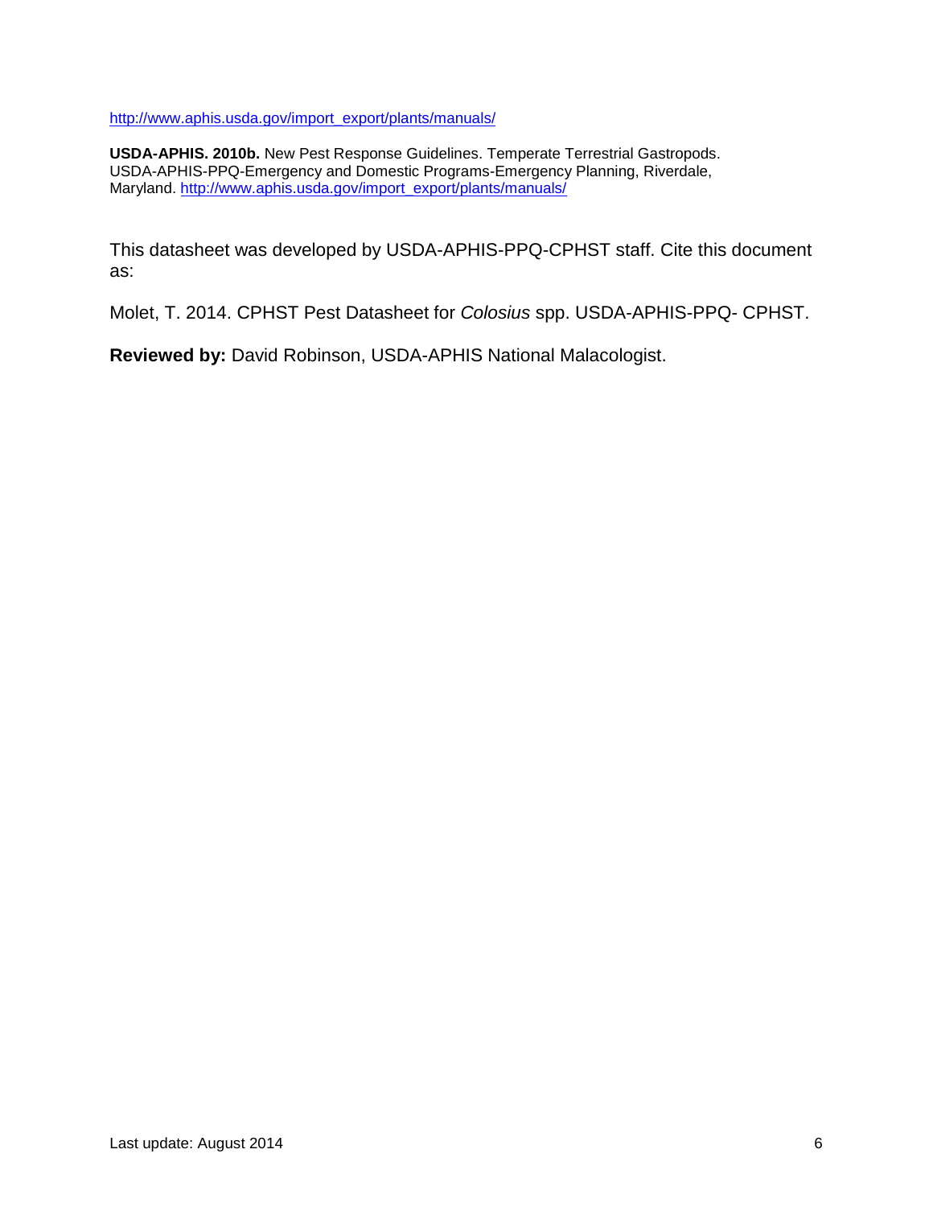http://www.aphis.usda.gov/import_export/plants/manuals/

**USDA-APHIS. 2010b.** New Pest Response Guidelines. Temperate Terrestrial Gastropods. USDA-APHIS-PPQ-Emergency and Domestic Programs-Emergency Planning, Riverdale, Maryland. http://www.aphis.usda.gov/import_export/plants/manuals/

This datasheet was developed by USDA-APHIS-PPQ-CPHST staff. Cite this document as:

Molet, T. 2014. CPHST Pest Datasheet for *Colosius* spp. USDA-APHIS-PPQ- CPHST.

**Reviewed by:** David Robinson, USDA-APHIS National Malacologist.